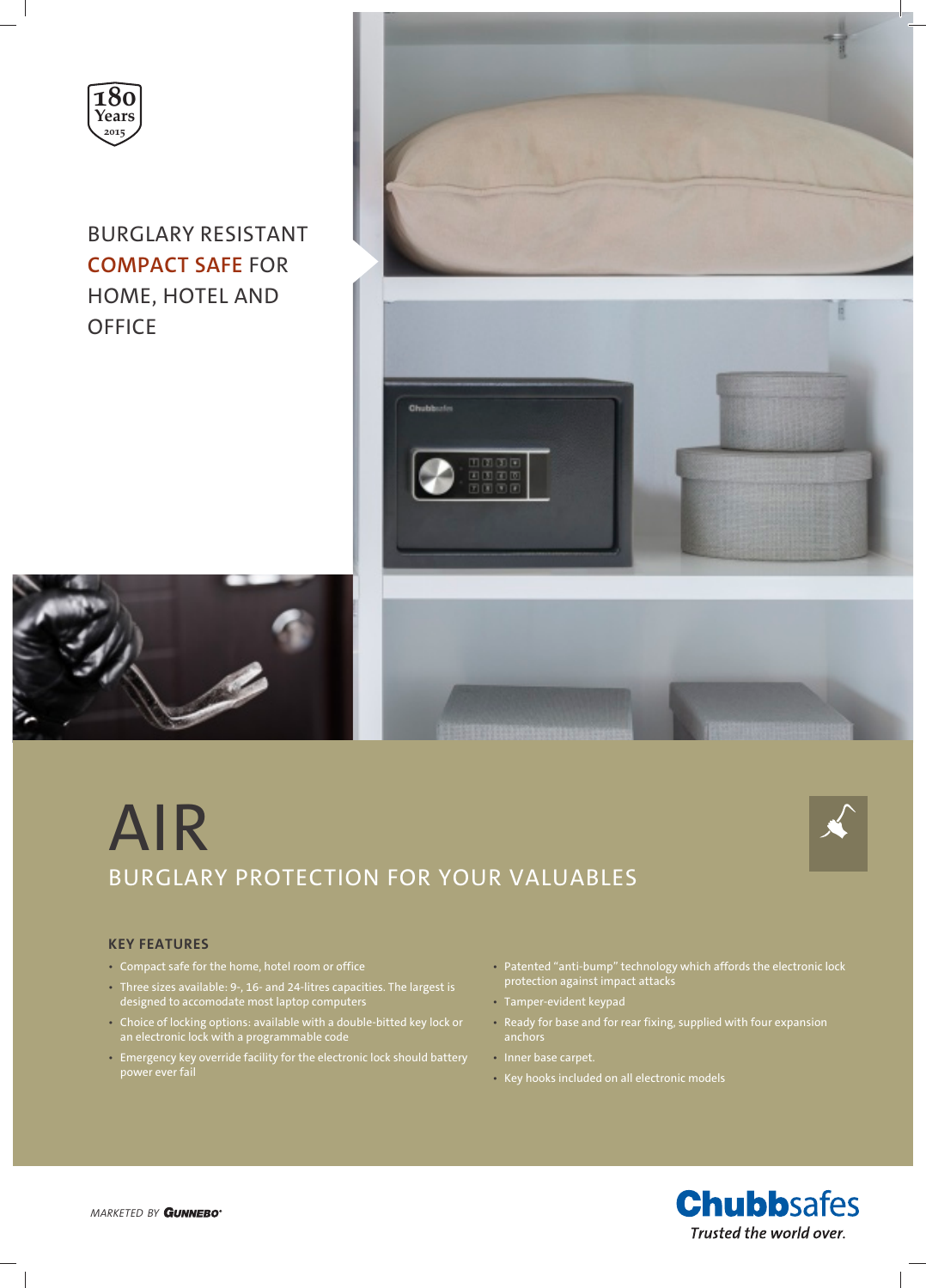180 Years 2015

BURGLARY RESISTANT **COMPACT SAFE** FOR HOME, HOTEL AND OFFICE

# AIR

## BURGLARY PROTECTION FOR YOUR VALUABLES

### KEY FEATURES

- Compact safe for the home, hotel room or office
- Three sizes available: 9-, 16- and 24-litres capacities. The largest is designed to accomodate most laptop computers
- Choice of locking options: available with a double-bitted key lock or an electronic lock with a programmable code
- Emergency key override facility for the electronic lock should battery power ever fail
- Patented "anti-bump" technology which affords the electronic lock protection against impact attacks
- Tamper-evident keypad
- Ready for base and for rear fixing, supplied with four expansion anchors
- Inner base carpet.
- Key hooks included on all electronic models

*MARKETED BY* GUNNEBO

Chubbsafes
*Trusted the world over.*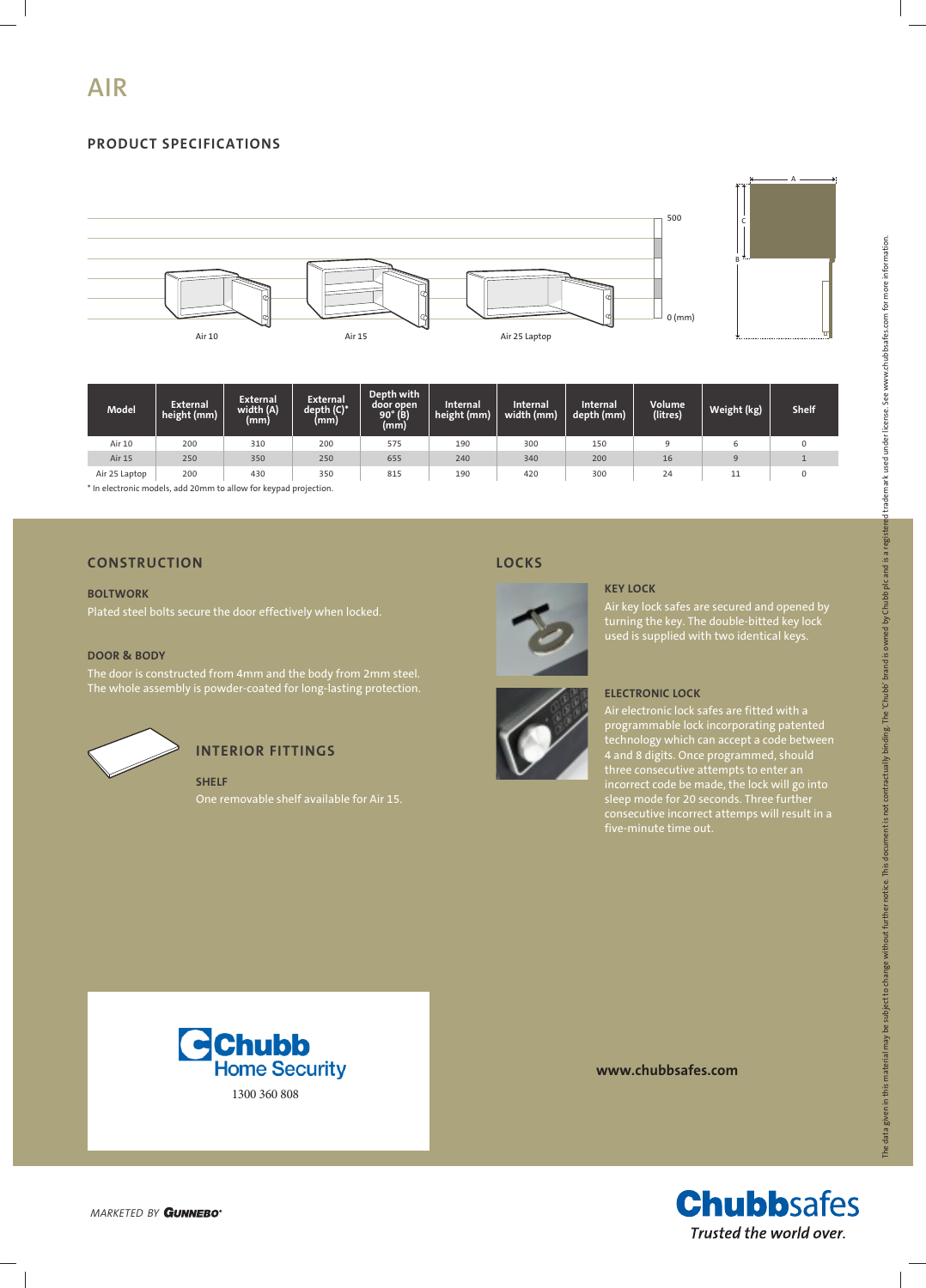# AIR

## PRODUCT SPECIFICATIONS

500

0 (mm)

Air 10

Air 15

Air 25 Laptop

A

B

C

| Model | External height (mm) | External width (A) (mm) | External depth (C)* (mm) | Depth with door open 90° (B) (mm) | Internal height (mm) | Internal width (mm) | Internal depth (mm) | Volume (litres) | Weight (kg) | Shelf |
|---|---|---|---|---|---|---|---|---|---|---|
| Air 10 | 200 | 310 | 200 | 575 | 190 | 300 | 150 | 9 | 6 | 0 |
| Air 15 | 250 | 350 | 250 | 655 | 240 | 340 | 200 | 16 | 9 | 1 |
| Air 25 Laptop | 200 | 430 | 350 | 815 | 190 | 420 | 300 | 24 | 11 | 0 |

* In electronic models, add 20mm to allow for keypad projection.

## CONSTRUCTION

### BOLTWORK

Plated steel bolts secure the door effectively when locked.

### DOOR & BODY

The door is constructed from 4mm and the body from 2mm steel. The whole assembly is powder-coated for long-lasting protection.

## INTERIOR FITTINGS

### SHELF

One removable shelf available for Air 15.

## LOCKS

### KEY LOCK

Air key lock safes are secured and opened by turning the key. The double-bitted key lock used is supplied with two identical keys.

### ELECTRONIC LOCK

Air electronic lock safes are fitted with a programmable lock incorporating patented technology which can accept a code between 4 and 8 digits. Once programmed, should three consecutive attempts to enter an incorrect code be made, the lock will go into sleep mode for 20 seconds. Three further consecutive incorrect attemps will result in a five-minute time out.

Chubb Home Security

1300 360 808

www.chubbsafes.com

The data given in this material may be subject to change without further notice. This document is not contractually binding. The 'Chubb' brand is owned by Chubb plc and is a registered trademark used under license. See www.chubbsafes.com for more information.

MARKETED BY GUNNEBO

Chubbsafes

Trusted the world over.